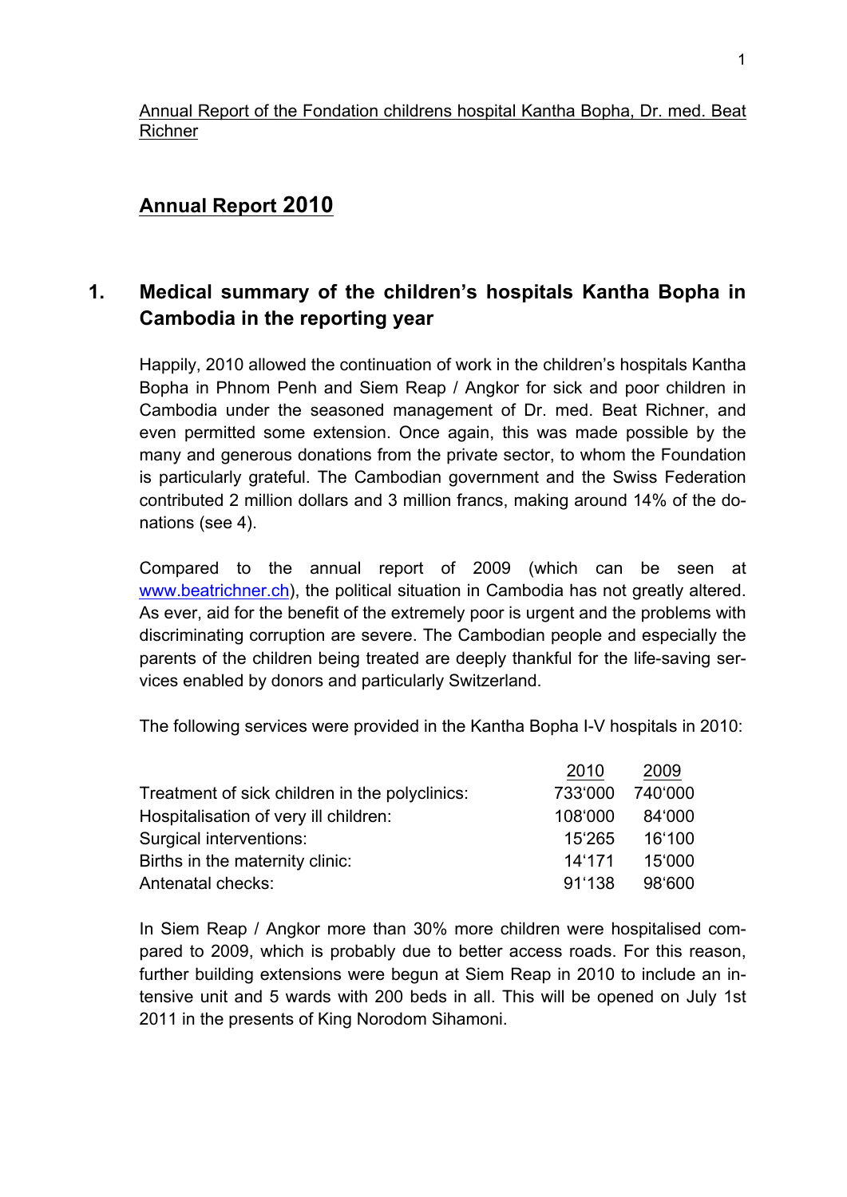Annual Report of the Fondation childrens hospital Kantha Bopha, Dr. med. Beat Richner

# Annual Report 2010

## 1. Medical summary of the children's hospitals Kantha Bopha in Cambodia in the reporting year

Happily, 2010 allowed the continuation of work in the children's hospitals Kantha Bopha in Phnom Penh and Siem Reap / Angkor for sick and poor children in Cambodia under the seasoned management of Dr. med. Beat Richner, and even permitted some extension. Once again, this was made possible by the many and generous donations from the private sector, to whom the Foundation is particularly grateful. The Cambodian government and the Swiss Federation contributed 2 million dollars and 3 million francs, making around 14% of the donations (see 4).

Compared to the annual report of 2009 (which can be seen at www.beatrichner.ch), the political situation in Cambodia has not greatly altered. As ever, aid for the benefit of the extremely poor is urgent and the problems with discriminating corruption are severe. The Cambodian people and especially the parents of the children being treated are deeply thankful for the life-saving services enabled by donors and particularly Switzerland.

The following services were provided in the Kantha Bopha I-V hospitals in 2010:

| | 2010 | 2009 |
|---|---|---|
| Treatment of sick children in the polyclinics: | 733'000 | 740'000 |
| Hospitalisation of very ill children: | 108'000 | 84'000 |
| Surgical interventions: | 15'265 | 16'100 |
| Births in the maternity clinic: | 14'171 | 15'000 |
| Antenatal checks: | 91'138 | 98'600 |

In Siem Reap / Angkor more than 30% more children were hospitalised compared to 2009, which is probably due to better access roads. For this reason, further building extensions were begun at Siem Reap in 2010 to include an intensive unit and 5 wards with 200 beds in all. This will be opened on July 1st 2011 in the presents of King Norodom Sihamoni.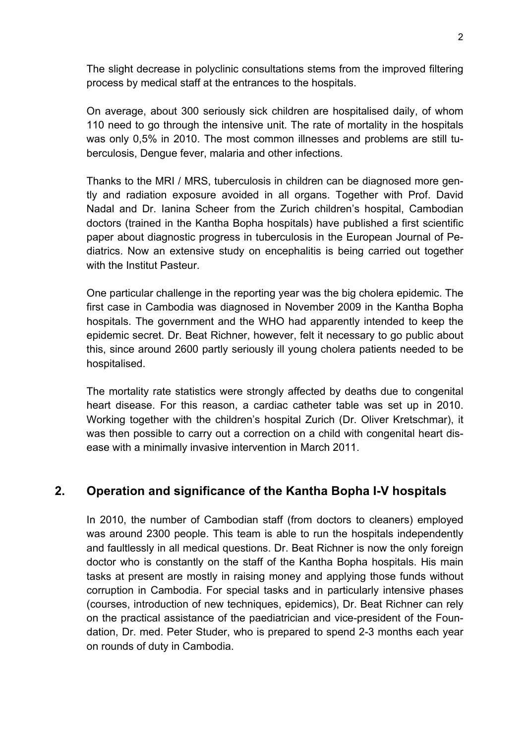The slight decrease in polyclinic consultations stems from the improved filtering process by medical staff at the entrances to the hospitals.

On average, about 300 seriously sick children are hospitalised daily, of whom 110 need to go through the intensive unit. The rate of mortality in the hospitals was only 0,5% in 2010. The most common illnesses and problems are still tuberculosis, Dengue fever, malaria and other infections.

Thanks to the MRI / MRS, tuberculosis in children can be diagnosed more gently and radiation exposure avoided in all organs. Together with Prof. David Nadal and Dr. Ianina Scheer from the Zurich children's hospital, Cambodian doctors (trained in the Kantha Bopha hospitals) have published a first scientific paper about diagnostic progress in tuberculosis in the European Journal of Pediatrics. Now an extensive study on encephalitis is being carried out together with the Institut Pasteur.

One particular challenge in the reporting year was the big cholera epidemic. The first case in Cambodia was diagnosed in November 2009 in the Kantha Bopha hospitals. The government and the WHO had apparently intended to keep the epidemic secret. Dr. Beat Richner, however, felt it necessary to go public about this, since around 2600 partly seriously ill young cholera patients needed to be hospitalised.

The mortality rate statistics were strongly affected by deaths due to congenital heart disease. For this reason, a cardiac catheter table was set up in 2010. Working together with the children's hospital Zurich (Dr. Oliver Kretschmar), it was then possible to carry out a correction on a child with congenital heart disease with a minimally invasive intervention in March 2011.

## 2. Operation and significance of the Kantha Bopha I-V hospitals

In 2010, the number of Cambodian staff (from doctors to cleaners) employed was around 2300 people. This team is able to run the hospitals independently and faultlessly in all medical questions. Dr. Beat Richner is now the only foreign doctor who is constantly on the staff of the Kantha Bopha hospitals. His main tasks at present are mostly in raising money and applying those funds without corruption in Cambodia. For special tasks and in particularly intensive phases (courses, introduction of new techniques, epidemics), Dr. Beat Richner can rely on the practical assistance of the paediatrician and vice-president of the Foundation, Dr. med. Peter Studer, who is prepared to spend 2-3 months each year on rounds of duty in Cambodia.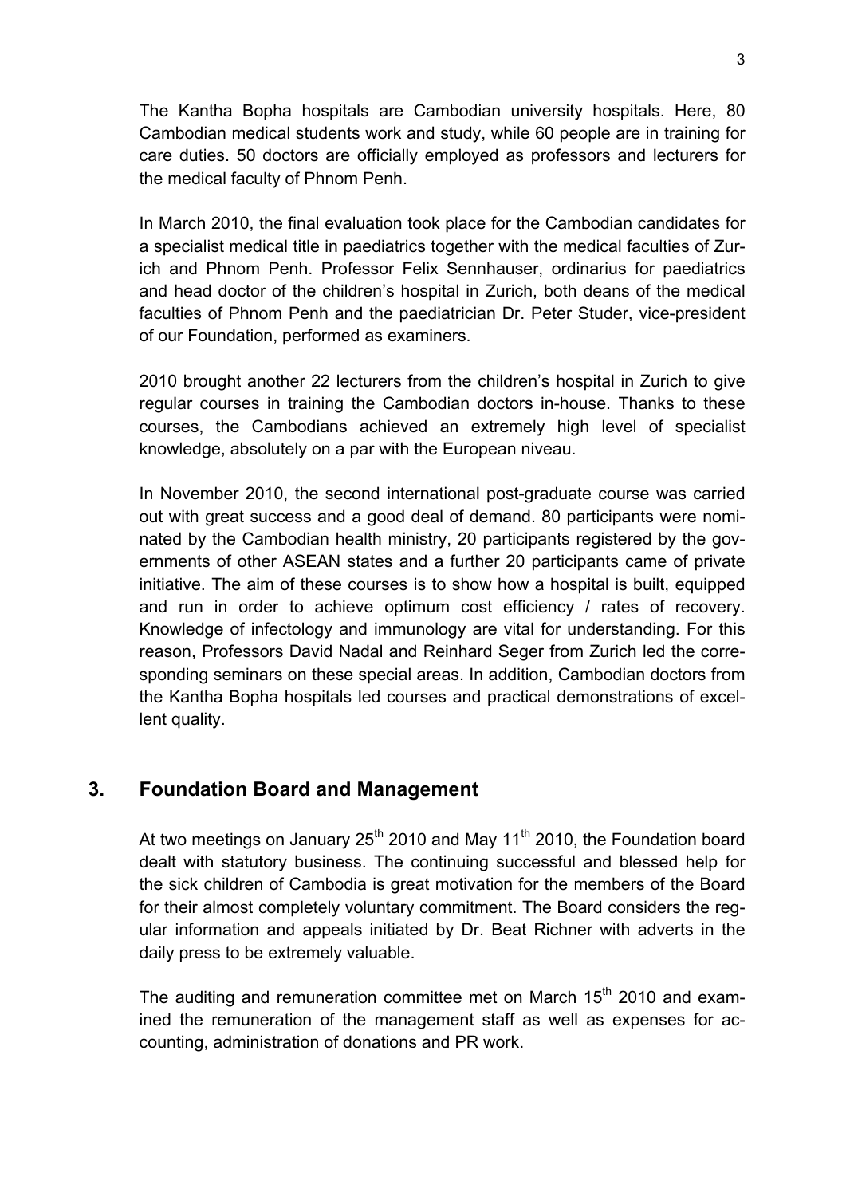The Kantha Bopha hospitals are Cambodian university hospitals. Here, 80 Cambodian medical students work and study, while 60 people are in training for care duties. 50 doctors are officially employed as professors and lecturers for the medical faculty of Phnom Penh.

In March 2010, the final evaluation took place for the Cambodian candidates for a specialist medical title in paediatrics together with the medical faculties of Zurich and Phnom Penh. Professor Felix Sennhauser, ordinarius for paediatrics and head doctor of the children's hospital in Zurich, both deans of the medical faculties of Phnom Penh and the paediatrician Dr. Peter Studer, vice-president of our Foundation, performed as examiners.

2010 brought another 22 lecturers from the children's hospital in Zurich to give regular courses in training the Cambodian doctors in-house. Thanks to these courses, the Cambodians achieved an extremely high level of specialist knowledge, absolutely on a par with the European niveau.

In November 2010, the second international post-graduate course was carried out with great success and a good deal of demand. 80 participants were nominated by the Cambodian health ministry, 20 participants registered by the governments of other ASEAN states and a further 20 participants came of private initiative. The aim of these courses is to show how a hospital is built, equipped and run in order to achieve optimum cost efficiency / rates of recovery. Knowledge of infectology and immunology are vital for understanding. For this reason, Professors David Nadal and Reinhard Seger from Zurich led the corresponding seminars on these special areas. In addition, Cambodian doctors from the Kantha Bopha hospitals led courses and practical demonstrations of excellent quality.

## 3. Foundation Board and Management

At two meetings on January 25th 2010 and May 11th 2010, the Foundation board dealt with statutory business. The continuing successful and blessed help for the sick children of Cambodia is great motivation for the members of the Board for their almost completely voluntary commitment. The Board considers the regular information and appeals initiated by Dr. Beat Richner with adverts in the daily press to be extremely valuable.

The auditing and remuneration committee met on March 15th 2010 and examined the remuneration of the management staff as well as expenses for accounting, administration of donations and PR work.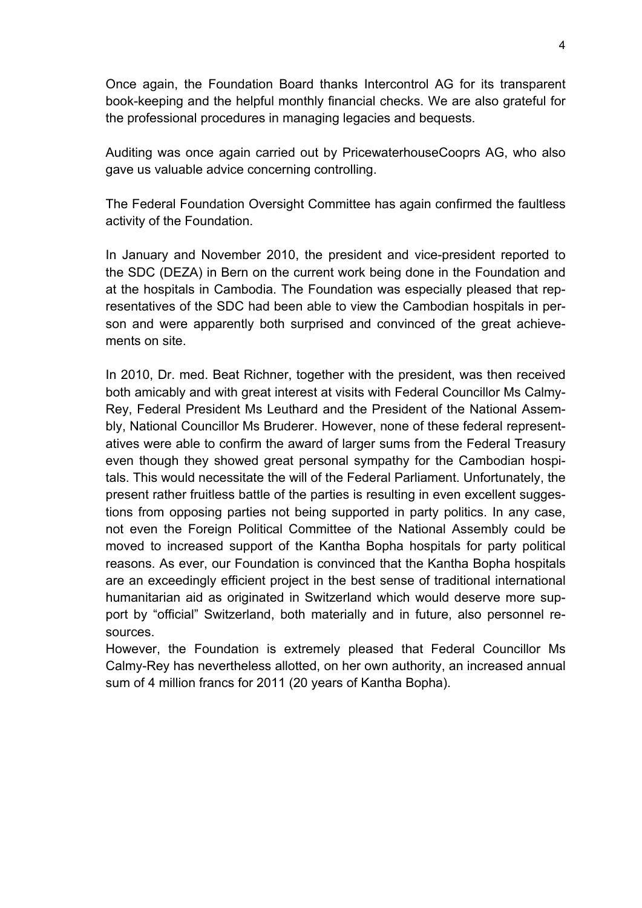Once again, the Foundation Board thanks Intercontrol AG for its transparent book-keeping and the helpful monthly financial checks. We are also grateful for the professional procedures in managing legacies and bequests.

Auditing was once again carried out by PricewaterhouseCooprs AG, who also gave us valuable advice concerning controlling.

The Federal Foundation Oversight Committee has again confirmed the faultless activity of the Foundation.

In January and November 2010, the president and vice-president reported to the SDC (DEZA) in Bern on the current work being done in the Foundation and at the hospitals in Cambodia. The Foundation was especially pleased that representatives of the SDC had been able to view the Cambodian hospitals in person and were apparently both surprised and convinced of the great achievements on site.

In 2010, Dr. med. Beat Richner, together with the president, was then received both amicably and with great interest at visits with Federal Councillor Ms Calmy-Rey, Federal President Ms Leuthard and the President of the National Assembly, National Councillor Ms Bruderer. However, none of these federal representatives were able to confirm the award of larger sums from the Federal Treasury even though they showed great personal sympathy for the Cambodian hospitals. This would necessitate the will of the Federal Parliament. Unfortunately, the present rather fruitless battle of the parties is resulting in even excellent suggestions from opposing parties not being supported in party politics. In any case, not even the Foreign Political Committee of the National Assembly could be moved to increased support of the Kantha Bopha hospitals for party political reasons. As ever, our Foundation is convinced that the Kantha Bopha hospitals are an exceedingly efficient project in the best sense of traditional international humanitarian aid as originated in Switzerland which would deserve more support by "official" Switzerland, both materially and in future, also personnel resources.

However, the Foundation is extremely pleased that Federal Councillor Ms Calmy-Rey has nevertheless allotted, on her own authority, an increased annual sum of 4 million francs for 2011 (20 years of Kantha Bopha).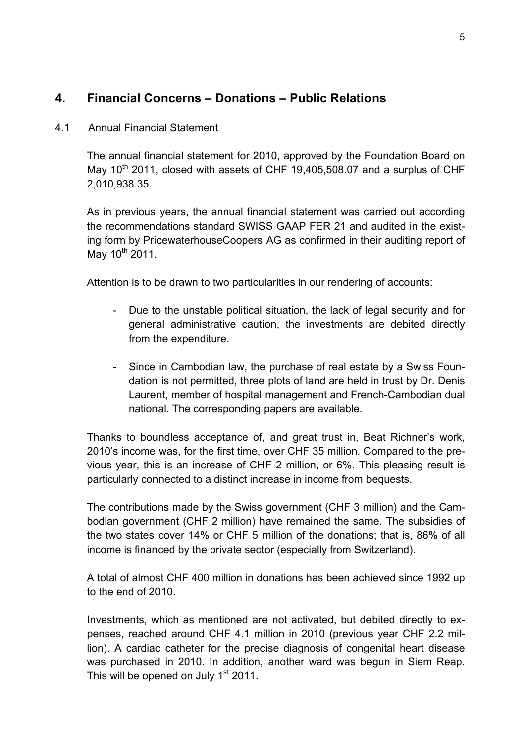## 4. Financial Concerns – Donations – Public Relations

### 4.1 Annual Financial Statement

The annual financial statement for 2010, approved by the Foundation Board on May 10th 2011, closed with assets of CHF 19,405,508.07 and a surplus of CHF 2,010,938.35.

As in previous years, the annual financial statement was carried out according the recommendations standard SWISS GAAP FER 21 and audited in the existing form by PricewaterhouseCoopers AG as confirmed in their auditing report of May 10th 2011.

Attention is to be drawn to two particularities in our rendering of accounts:

- Due to the unstable political situation, the lack of legal security and for general administrative caution, the investments are debited directly from the expenditure.

- Since in Cambodian law, the purchase of real estate by a Swiss Foundation is not permitted, three plots of land are held in trust by Dr. Denis Laurent, member of hospital management and French-Cambodian dual national. The corresponding papers are available.

Thanks to boundless acceptance of, and great trust in, Beat Richner's work, 2010's income was, for the first time, over CHF 35 million. Compared to the previous year, this is an increase of CHF 2 million, or 6%. This pleasing result is particularly connected to a distinct increase in income from bequests.

The contributions made by the Swiss government (CHF 3 million) and the Cambodian government (CHF 2 million) have remained the same. The subsidies of the two states cover 14% or CHF 5 million of the donations; that is, 86% of all income is financed by the private sector (especially from Switzerland).

A total of almost CHF 400 million in donations has been achieved since 1992 up to the end of 2010.

Investments, which as mentioned are not activated, but debited directly to expenses, reached around CHF 4.1 million in 2010 (previous year CHF 2.2 million). A cardiac catheter for the precise diagnosis of congenital heart disease was purchased in 2010. In addition, another ward was begun in Siem Reap. This will be opened on July 1st 2011.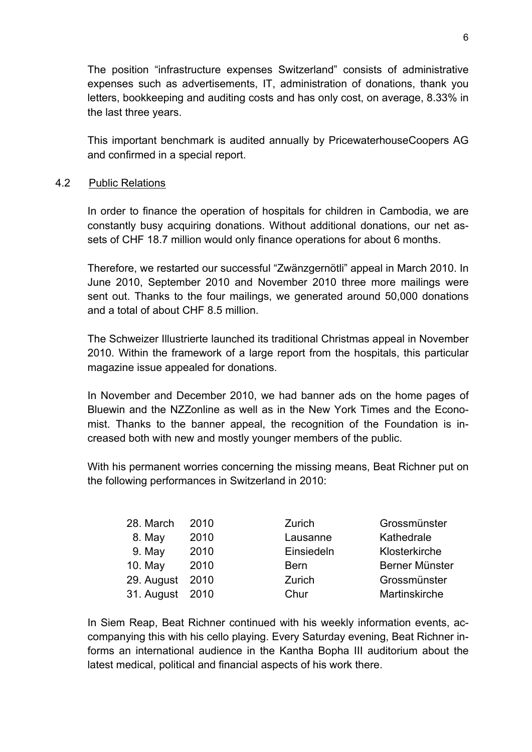The position "infrastructure expenses Switzerland" consists of administrative expenses such as advertisements, IT, administration of donations, thank you letters, bookkeeping and auditing costs and has only cost, on average, 8.33% in the last three years.

This important benchmark is audited annually by PricewaterhouseCoopers AG and confirmed in a special report.

## 4.2 Public Relations

In order to finance the operation of hospitals for children in Cambodia, we are constantly busy acquiring donations. Without additional donations, our net assets of CHF 18.7 million would only finance operations for about 6 months.

Therefore, we restarted our successful "Zwänzgernötli" appeal in March 2010. In June 2010, September 2010 and November 2010 three more mailings were sent out. Thanks to the four mailings, we generated around 50,000 donations and a total of about CHF 8.5 million.

The Schweizer Illustrierte launched its traditional Christmas appeal in November 2010. Within the framework of a large report from the hospitals, this particular magazine issue appealed for donations.

In November and December 2010, we had banner ads on the home pages of Bluewin and the NZZonline as well as in the New York Times and the Economist. Thanks to the banner appeal, the recognition of the Foundation is increased both with new and mostly younger members of the public.

With his permanent worries concerning the missing means, Beat Richner put on the following performances in Switzerland in 2010:

| Date | Year | City | Venue |
|---|---|---|---|
| 28. March | 2010 | Zurich | Grossmünster |
| 8. May | 2010 | Lausanne | Kathedrale |
| 9. May | 2010 | Einsiedeln | Klosterkirche |
| 10. May | 2010 | Bern | Berner Münster |
| 29. August | 2010 | Zurich | Grossmünster |
| 31. August | 2010 | Chur | Martinskirche |

In Siem Reap, Beat Richner continued with his weekly information events, accompanying this with his cello playing. Every Saturday evening, Beat Richner informs an international audience in the Kantha Bopha III auditorium about the latest medical, political and financial aspects of his work there.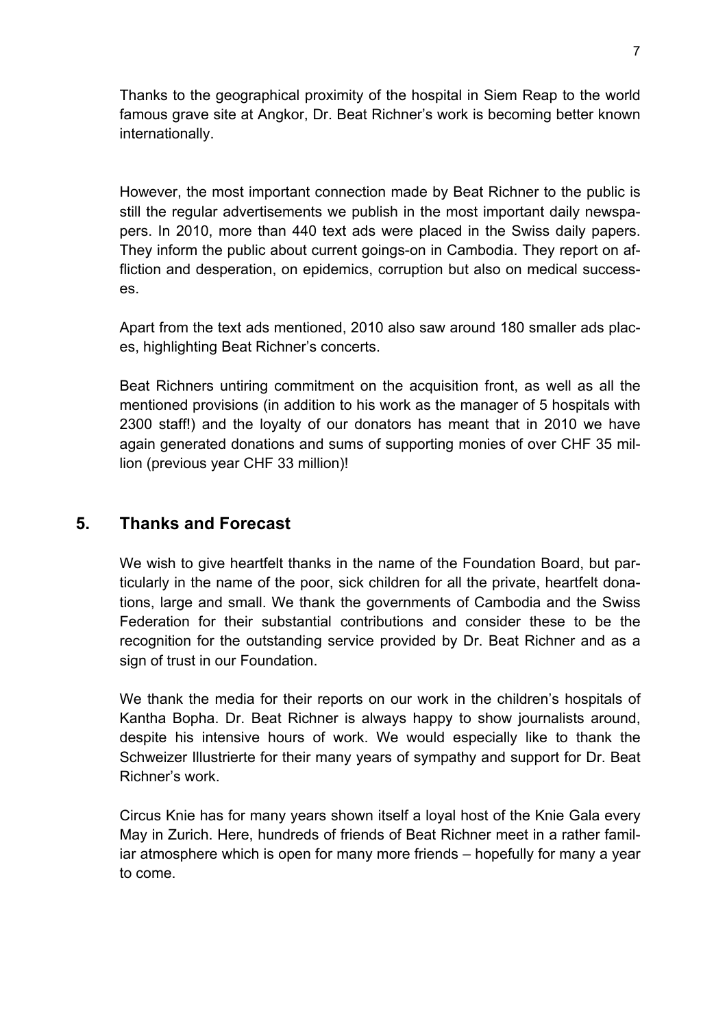Thanks to the geographical proximity of the hospital in Siem Reap to the world famous grave site at Angkor, Dr. Beat Richner's work is becoming better known internationally.

However, the most important connection made by Beat Richner to the public is still the regular advertisements we publish in the most important daily newspapers. In 2010, more than 440 text ads were placed in the Swiss daily papers. They inform the public about current goings-on in Cambodia. They report on affliction and desperation, on epidemics, corruption but also on medical successes.

Apart from the text ads mentioned, 2010 also saw around 180 smaller ads places, highlighting Beat Richner's concerts.

Beat Richners untiring commitment on the acquisition front, as well as all the mentioned provisions (in addition to his work as the manager of 5 hospitals with 2300 staff!) and the loyalty of our donators has meant that in 2010 we have again generated donations and sums of supporting monies of over CHF 35 million (previous year CHF 33 million)!

## 5. Thanks and Forecast

We wish to give heartfelt thanks in the name of the Foundation Board, but particularly in the name of the poor, sick children for all the private, heartfelt donations, large and small. We thank the governments of Cambodia and the Swiss Federation for their substantial contributions and consider these to be the recognition for the outstanding service provided by Dr. Beat Richner and as a sign of trust in our Foundation.

We thank the media for their reports on our work in the children's hospitals of Kantha Bopha. Dr. Beat Richner is always happy to show journalists around, despite his intensive hours of work. We would especially like to thank the Schweizer Illustrierte for their many years of sympathy and support for Dr. Beat Richner's work.

Circus Knie has for many years shown itself a loyal host of the Knie Gala every May in Zurich. Here, hundreds of friends of Beat Richner meet in a rather familiar atmosphere which is open for many more friends – hopefully for many a year to come.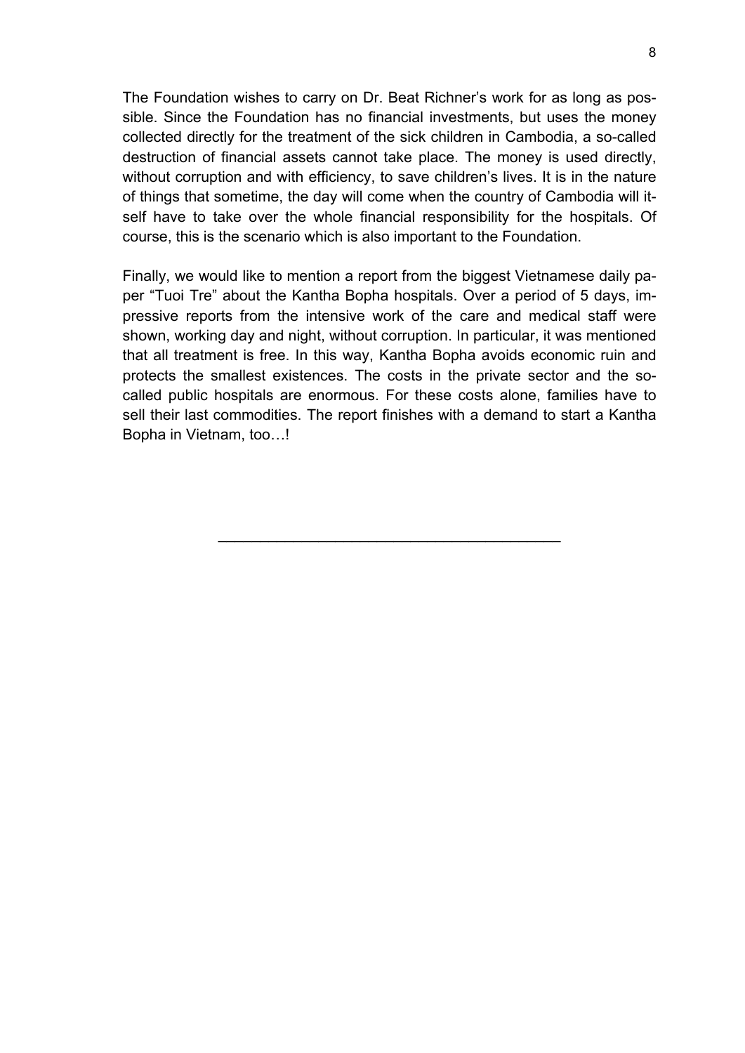The Foundation wishes to carry on Dr. Beat Richner's work for as long as possible. Since the Foundation has no financial investments, but uses the money collected directly for the treatment of the sick children in Cambodia, a so-called destruction of financial assets cannot take place. The money is used directly, without corruption and with efficiency, to save children's lives. It is in the nature of things that sometime, the day will come when the country of Cambodia will itself have to take over the whole financial responsibility for the hospitals. Of course, this is the scenario which is also important to the Foundation.

Finally, we would like to mention a report from the biggest Vietnamese daily paper "Tuoi Tre" about the Kantha Bopha hospitals. Over a period of 5 days, impressive reports from the intensive work of the care and medical staff were shown, working day and night, without corruption. In particular, it was mentioned that all treatment is free. In this way, Kantha Bopha avoids economic ruin and protects the smallest existences. The costs in the private sector and the so-called public hospitals are enormous. For these costs alone, families have to sell their last commodities. The report finishes with a demand to start a Kantha Bopha in Vietnam, too…!

---